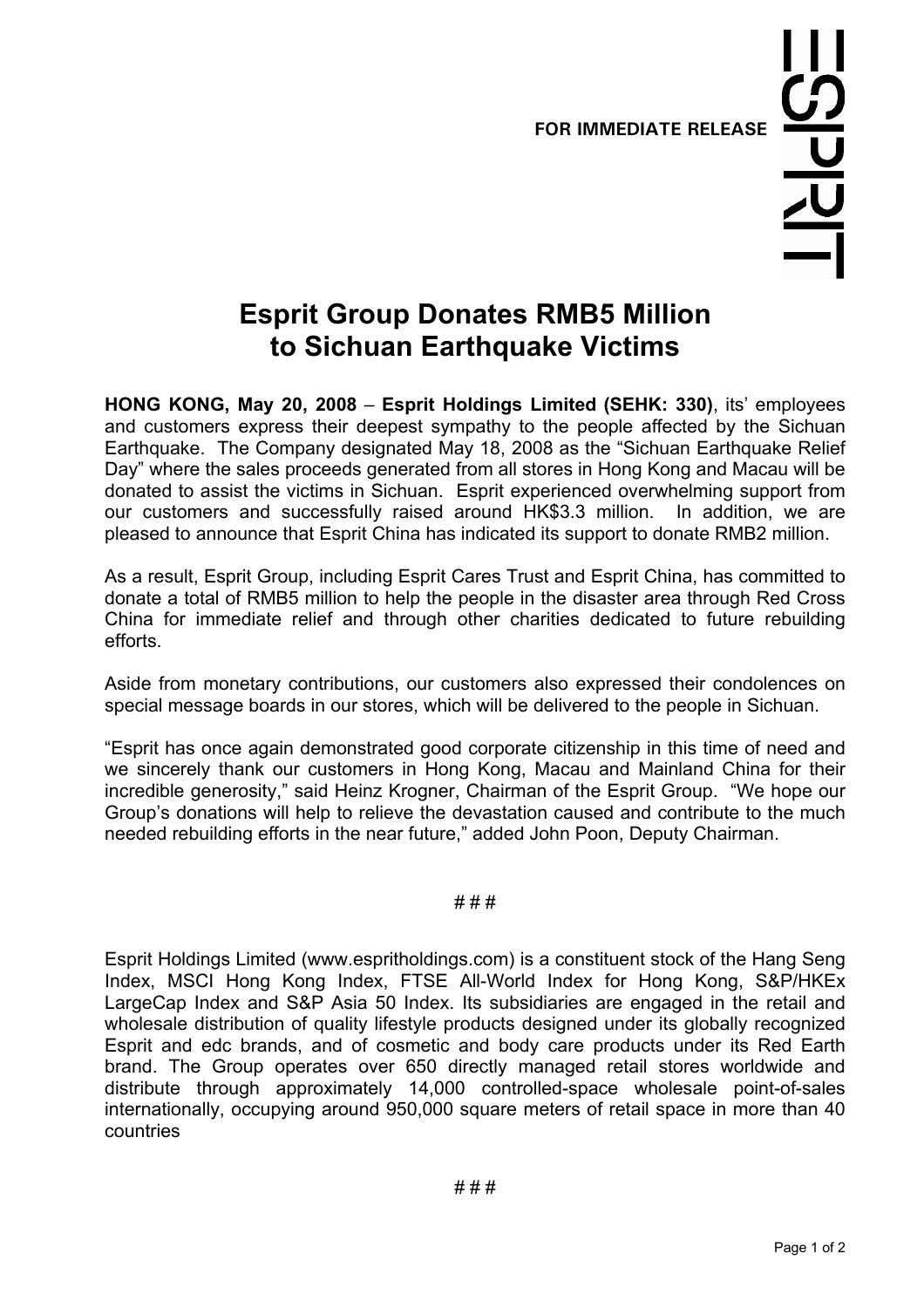**FOR IMMEDIATE RELEASE**

ESPRIT

# Esprit Group Donates RMB5 Million to Sichuan Earthquake Victims

**HONG KONG, May 20, 2008** – **Esprit Holdings Limited (SEHK: 330)**, its' employees and customers express their deepest sympathy to the people affected by the Sichuan Earthquake. The Company designated May 18, 2008 as the "Sichuan Earthquake Relief Day" where the sales proceeds generated from all stores in Hong Kong and Macau will be donated to assist the victims in Sichuan. Esprit experienced overwhelming support from our customers and successfully raised around HK$3.3 million. In addition, we are pleased to announce that Esprit China has indicated its support to donate RMB2 million.

As a result, Esprit Group, including Esprit Cares Trust and Esprit China, has committed to donate a total of RMB5 million to help the people in the disaster area through Red Cross China for immediate relief and through other charities dedicated to future rebuilding efforts.

Aside from monetary contributions, our customers also expressed their condolences on special message boards in our stores, which will be delivered to the people in Sichuan.

"Esprit has once again demonstrated good corporate citizenship in this time of need and we sincerely thank our customers in Hong Kong, Macau and Mainland China for their incredible generosity," said Heinz Krogner, Chairman of the Esprit Group. "We hope our Group's donations will help to relieve the devastation caused and contribute to the much needed rebuilding efforts in the near future," added John Poon, Deputy Chairman.

# # #

Esprit Holdings Limited (www.espritholdings.com) is a constituent stock of the Hang Seng Index, MSCI Hong Kong Index, FTSE All-World Index for Hong Kong, S&P/HKEx LargeCap Index and S&P Asia 50 Index. Its subsidiaries are engaged in the retail and wholesale distribution of quality lifestyle products designed under its globally recognized Esprit and edc brands, and of cosmetic and body care products under its Red Earth brand. The Group operates over 650 directly managed retail stores worldwide and distribute through approximately 14,000 controlled-space wholesale point-of-sales internationally, occupying around 950,000 square meters of retail space in more than 40 countries

# # #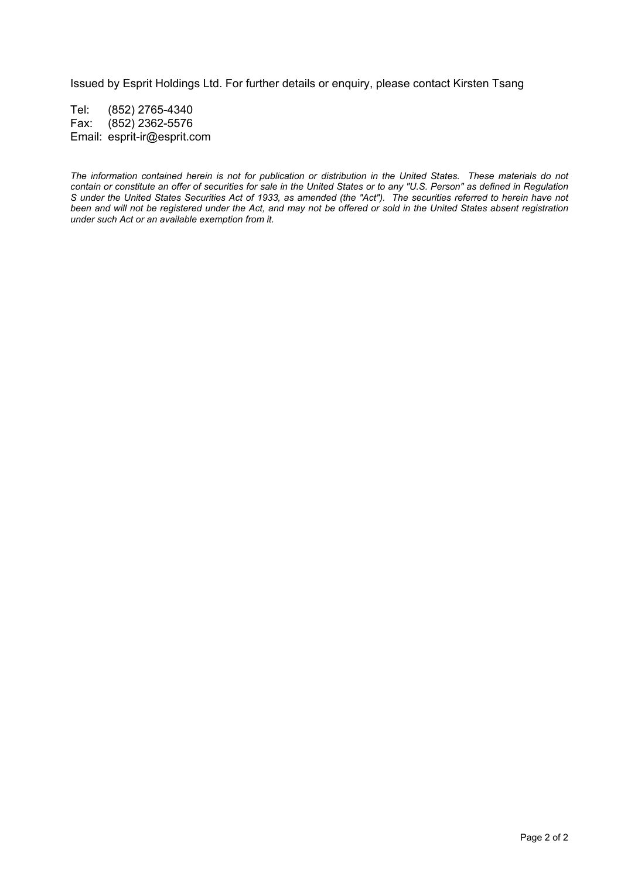Issued by Esprit Holdings Ltd. For further details or enquiry, please contact Kirsten Tsang

Tel: (852) 2765-4340
Fax: (852) 2362-5576
Email: esprit-ir@esprit.com

*The information contained herein is not for publication or distribution in the United States. These materials do not contain or constitute an offer of securities for sale in the United States or to any "U.S. Person" as defined in Regulation S under the United States Securities Act of 1933, as amended (the "Act"). The securities referred to herein have not been and will not be registered under the Act, and may not be offered or sold in the United States absent registration under such Act or an available exemption from it.*